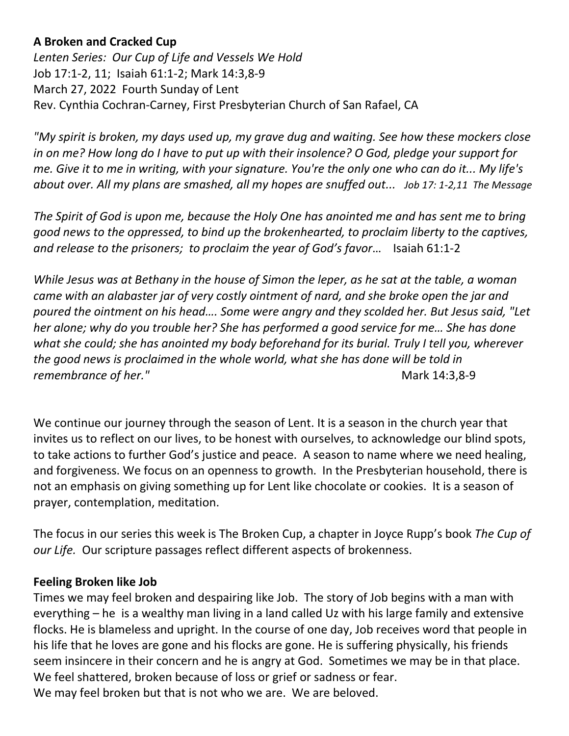**A Broken and Cracked Cup**

*Lenten Series: Our Cup of Life and Vessels We Hold*

Job 17:1-2, 11; Isaiah 61:1-2; Mark 14:3,8-9

March 27, 2022 Fourth Sunday of Lent

Rev. Cynthia Cochran-Carney, First Presbyterian Church of San Rafael, CA

*"My spirit is broken, my days used up, my grave dug and waiting. See how these mockers close in on me? How long do I have to put up with their insolence? O God, pledge your support for me. Give it to me in writing, with your signature. You're the only one who can do it... My life's about over. All my plans are smashed, all my hopes are snuffed out... Job 17: 1-2,11 The Message*

*The Spirit of God is upon me, because the Holy One has anointed me and has sent me to bring good news to the oppressed, to bind up the brokenhearted, to proclaim liberty to the captives, and release to the prisoners; to proclaim the year of God's favor…* Isaiah 61:1-2

*While Jesus was at Bethany in the house of Simon the leper, as he sat at the table, a woman came with an alabaster jar of very costly ointment of nard, and she broke open the jar and poured the ointment on his head…. Some were angry and they scolded her. But Jesus said, "Let her alone; why do you trouble her? She has performed a good service for me… She has done what she could; she has anointed my body beforehand for its burial. Truly I tell you, wherever the good news is proclaimed in the whole world, what she has done will be told in remembrance of her."* Mark 14:3,8-9

We continue our journey through the season of Lent. It is a season in the church year that invites us to reflect on our lives, to be honest with ourselves, to acknowledge our blind spots, to take actions to further God's justice and peace. A season to name where we need healing, and forgiveness. We focus on an openness to growth. In the Presbyterian household, there is not an emphasis on giving something up for Lent like chocolate or cookies. It is a season of prayer, contemplation, meditation.

The focus in our series this week is The Broken Cup, a chapter in Joyce Rupp's book *The Cup of our Life.* Our scripture passages reflect different aspects of brokenness.

**Feeling Broken like Job**

Times we may feel broken and despairing like Job. The story of Job begins with a man with everything – he is a wealthy man living in a land called Uz with his large family and extensive flocks. He is blameless and upright. In the course of one day, Job receives word that people in his life that he loves are gone and his flocks are gone. He is suffering physically, his friends seem insincere in their concern and he is angry at God. Sometimes we may be in that place. We feel shattered, broken because of loss or grief or sadness or fear.

We may feel broken but that is not who we are. We are beloved.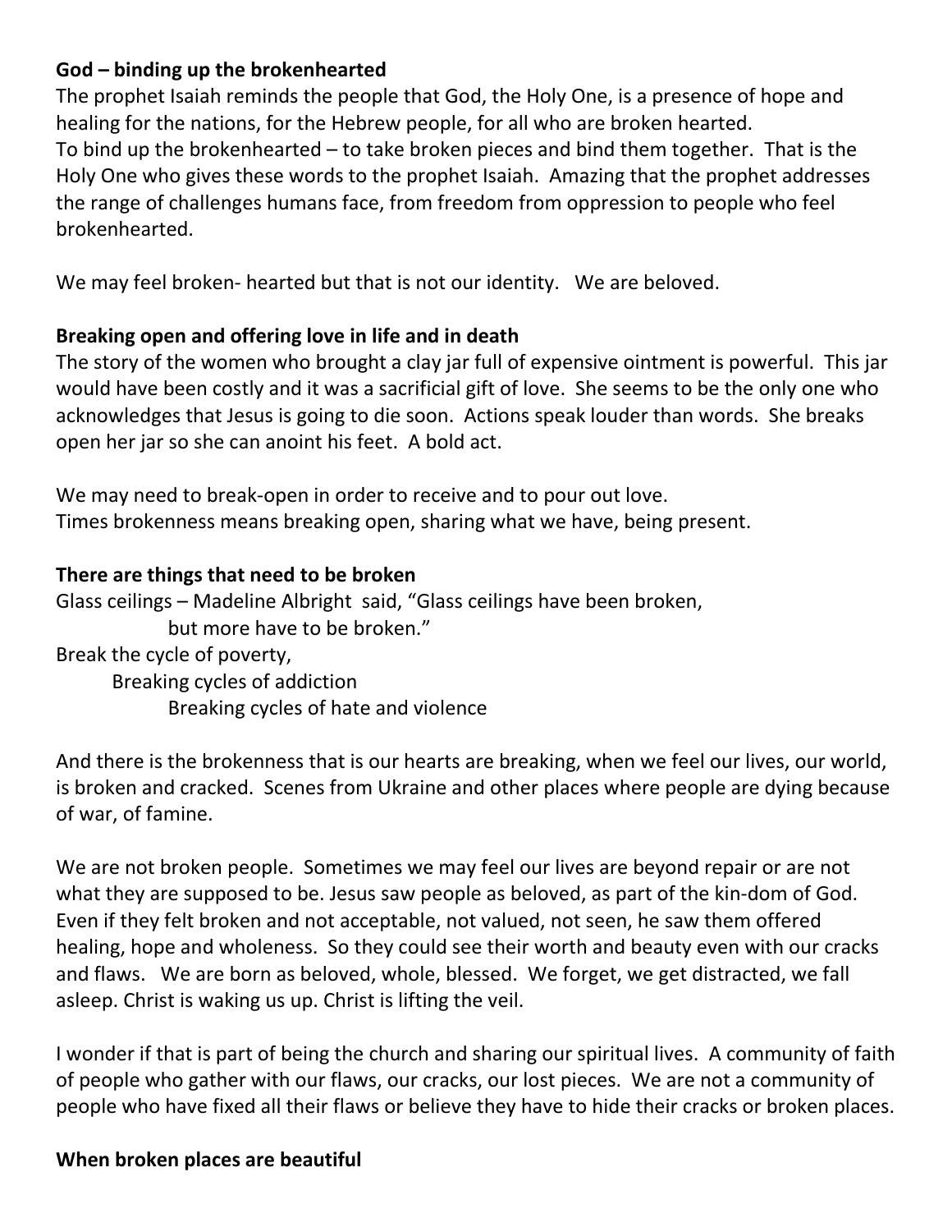**God – binding up the brokenhearted**

The prophet Isaiah reminds the people that God, the Holy One, is a presence of hope and healing for the nations, for the Hebrew people, for all who are broken hearted.
To bind up the brokenhearted – to take broken pieces and bind them together. That is the Holy One who gives these words to the prophet Isaiah. Amazing that the prophet addresses the range of challenges humans face, from freedom from oppression to people who feel brokenhearted.

We may feel broken- hearted but that is not our identity. We are beloved.

**Breaking open and offering love in life and in death**

The story of the women who brought a clay jar full of expensive ointment is powerful. This jar would have been costly and it was a sacrificial gift of love. She seems to be the only one who acknowledges that Jesus is going to die soon. Actions speak louder than words. She breaks open her jar so she can anoint his feet. A bold act.

We may need to break-open in order to receive and to pour out love.
Times brokenness means breaking open, sharing what we have, being present.

**There are things that need to be broken**

Glass ceilings – Madeline Albright said, "Glass ceilings have been broken,
but more have to be broken."
Break the cycle of poverty,
Breaking cycles of addiction
Breaking cycles of hate and violence

And there is the brokenness that is our hearts are breaking, when we feel our lives, our world, is broken and cracked. Scenes from Ukraine and other places where people are dying because of war, of famine.

We are not broken people. Sometimes we may feel our lives are beyond repair or are not what they are supposed to be. Jesus saw people as beloved, as part of the kin-dom of God. Even if they felt broken and not acceptable, not valued, not seen, he saw them offered healing, hope and wholeness. So they could see their worth and beauty even with our cracks and flaws. We are born as beloved, whole, blessed. We forget, we get distracted, we fall asleep. Christ is waking us up. Christ is lifting the veil.

I wonder if that is part of being the church and sharing our spiritual lives. A community of faith of people who gather with our flaws, our cracks, our lost pieces. We are not a community of people who have fixed all their flaws or believe they have to hide their cracks or broken places.

**When broken places are beautiful**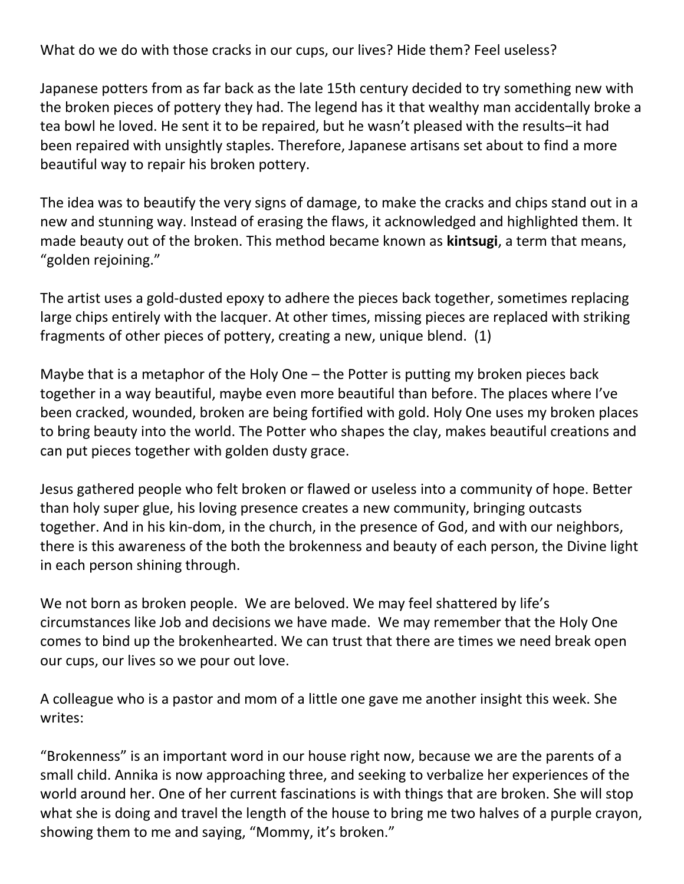What do we do with those cracks in our cups, our lives? Hide them? Feel useless?

Japanese potters from as far back as the late 15th century decided to try something new with the broken pieces of pottery they had. The legend has it that wealthy man accidentally broke a tea bowl he loved. He sent it to be repaired, but he wasn't pleased with the results–it had been repaired with unsightly staples. Therefore, Japanese artisans set about to find a more beautiful way to repair his broken pottery.

The idea was to beautify the very signs of damage, to make the cracks and chips stand out in a new and stunning way. Instead of erasing the flaws, it acknowledged and highlighted them. It made beauty out of the broken. This method became known as **kintsugi**, a term that means, "golden rejoining."

The artist uses a gold-dusted epoxy to adhere the pieces back together, sometimes replacing large chips entirely with the lacquer. At other times, missing pieces are replaced with striking fragments of other pieces of pottery, creating a new, unique blend. (1)

Maybe that is a metaphor of the Holy One – the Potter is putting my broken pieces back together in a way beautiful, maybe even more beautiful than before. The places where I've been cracked, wounded, broken are being fortified with gold. Holy One uses my broken places to bring beauty into the world. The Potter who shapes the clay, makes beautiful creations and can put pieces together with golden dusty grace.

Jesus gathered people who felt broken or flawed or useless into a community of hope. Better than holy super glue, his loving presence creates a new community, bringing outcasts together. And in his kin-dom, in the church, in the presence of God, and with our neighbors, there is this awareness of the both the brokenness and beauty of each person, the Divine light in each person shining through.

We not born as broken people. We are beloved. We may feel shattered by life's circumstances like Job and decisions we have made. We may remember that the Holy One comes to bind up the brokenhearted. We can trust that there are times we need break open our cups, our lives so we pour out love.

A colleague who is a pastor and mom of a little one gave me another insight this week. She writes:

"Brokenness" is an important word in our house right now, because we are the parents of a small child. Annika is now approaching three, and seeking to verbalize her experiences of the world around her. One of her current fascinations is with things that are broken. She will stop what she is doing and travel the length of the house to bring me two halves of a purple crayon, showing them to me and saying, "Mommy, it's broken."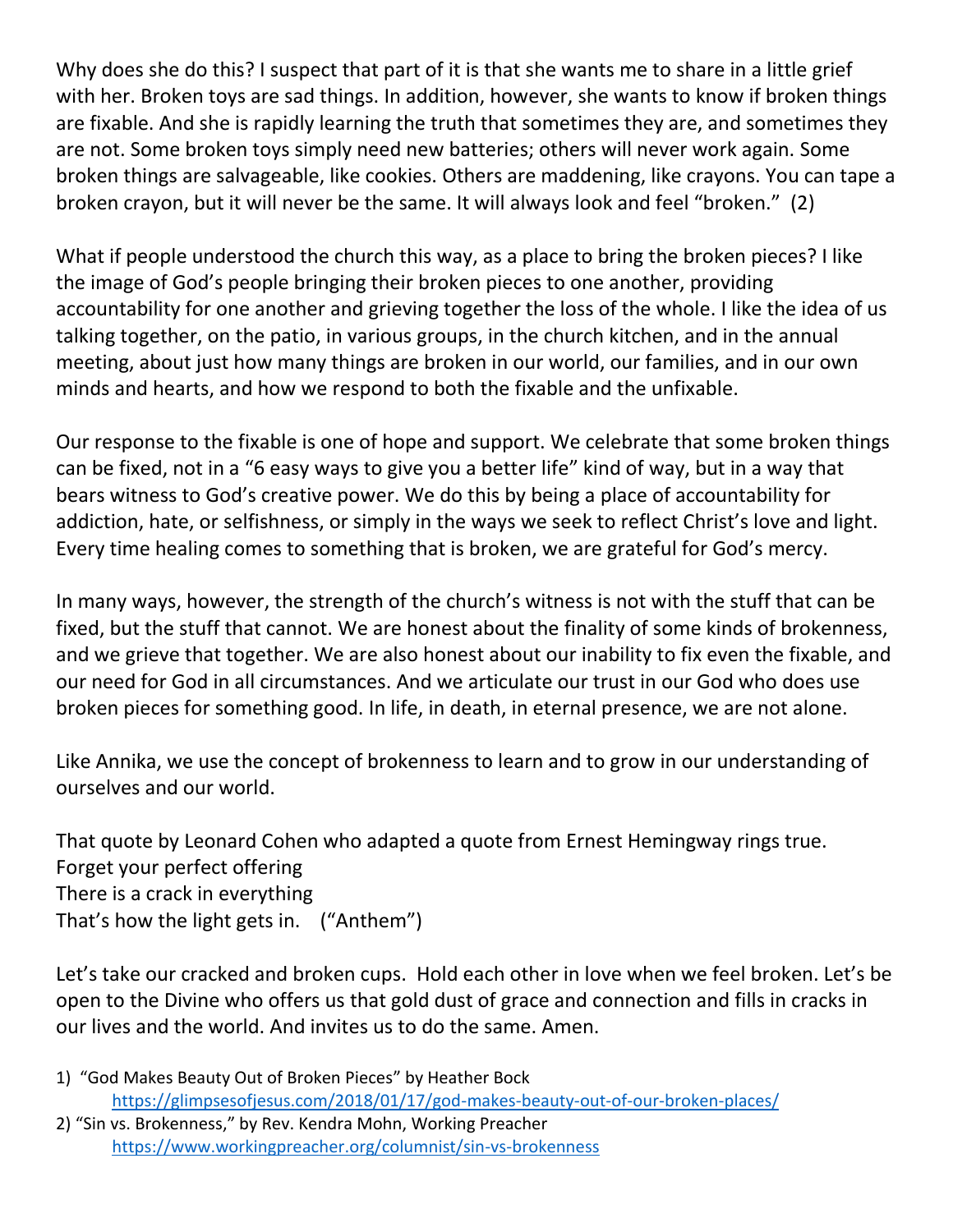Why does she do this? I suspect that part of it is that she wants me to share in a little grief with her. Broken toys are sad things. In addition, however, she wants to know if broken things are fixable. And she is rapidly learning the truth that sometimes they are, and sometimes they are not. Some broken toys simply need new batteries; others will never work again. Some broken things are salvageable, like cookies. Others are maddening, like crayons. You can tape a broken crayon, but it will never be the same. It will always look and feel "broken." (2)

What if people understood the church this way, as a place to bring the broken pieces? I like the image of God's people bringing their broken pieces to one another, providing accountability for one another and grieving together the loss of the whole. I like the idea of us talking together, on the patio, in various groups, in the church kitchen, and in the annual meeting, about just how many things are broken in our world, our families, and in our own minds and hearts, and how we respond to both the fixable and the unfixable.

Our response to the fixable is one of hope and support. We celebrate that some broken things can be fixed, not in a "6 easy ways to give you a better life" kind of way, but in a way that bears witness to God's creative power. We do this by being a place of accountability for addiction, hate, or selfishness, or simply in the ways we seek to reflect Christ's love and light. Every time healing comes to something that is broken, we are grateful for God's mercy.

In many ways, however, the strength of the church's witness is not with the stuff that can be fixed, but the stuff that cannot. We are honest about the finality of some kinds of brokenness, and we grieve that together. We are also honest about our inability to fix even the fixable, and our need for God in all circumstances. And we articulate our trust in our God who does use broken pieces for something good. In life, in death, in eternal presence, we are not alone.

Like Annika, we use the concept of brokenness to learn and to grow in our understanding of ourselves and our world.

That quote by Leonard Cohen who adapted a quote from Ernest Hemingway rings true.
Forget your perfect offering
There is a crack in everything
That's how the light gets in. ("Anthem")

Let's take our cracked and broken cups. Hold each other in love when we feel broken. Let's be open to the Divine who offers us that gold dust of grace and connection and fills in cracks in our lives and the world. And invites us to do the same. Amen.

1) "God Makes Beauty Out of Broken Pieces" by Heather Bock
https://glimpsesofjesus.com/2018/01/17/god-makes-beauty-out-of-our-broken-places/
2) "Sin vs. Brokenness," by Rev. Kendra Mohn, Working Preacher
https://www.workingpreacher.org/columnist/sin-vs-brokenness